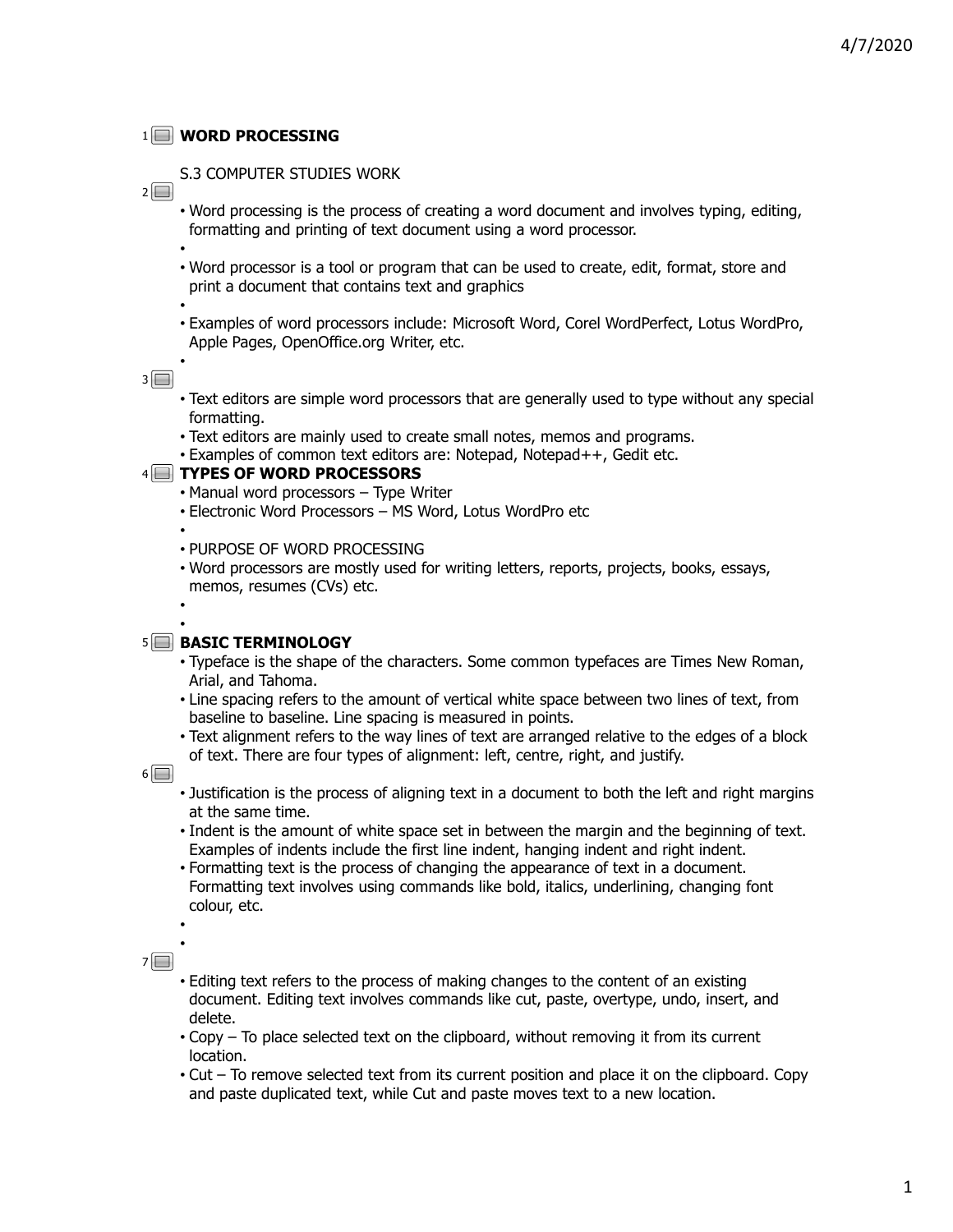# WORD PROCESSING

S.3 COMPUTER STUDIES WORK

- Word processing is the process of creating a word document and involves typing, editing, formatting and printing of text document using a word processor.
- Word processor is a tool or program that can be used to create, edit, format, store and print a document that contains text and graphics
- Examples of word processors include: Microsoft Word, Corel WordPerfect, Lotus WordPro, Apple Pages, OpenOffice.org Writer, etc.

- Text editors are simple word processors that are generally used to type without any special formatting.
- Text editors are mainly used to create small notes, memos and programs.
- Examples of common text editors are: Notepad, Notepad++, Gedit etc.

## TYPES OF WORD PROCESSORS

- Manual word processors – Type Writer
- Electronic Word Processors – MS Word, Lotus WordPro etc
- PURPOSE OF WORD PROCESSING
- Word processors are mostly used for writing letters, reports, projects, books, essays, memos, resumes (CVs) etc.

## BASIC TERMINOLOGY

- Typeface is the shape of the characters. Some common typefaces are Times New Roman, Arial, and Tahoma.
- Line spacing refers to the amount of vertical white space between two lines of text, from baseline to baseline. Line spacing is measured in points.
- Text alignment refers to the way lines of text are arranged relative to the edges of a block of text. There are four types of alignment: left, centre, right, and justify.

- Justification is the process of aligning text in a document to both the left and right margins at the same time.
- Indent is the amount of white space set in between the margin and the beginning of text. Examples of indents include the first line indent, hanging indent and right indent.
- Formatting text is the process of changing the appearance of text in a document. Formatting text involves using commands like bold, italics, underlining, changing font colour, etc.

- Editing text refers to the process of making changes to the content of an existing document. Editing text involves commands like cut, paste, overtype, undo, insert, and delete.
- Copy – To place selected text on the clipboard, without removing it from its current location.
- Cut – To remove selected text from its current position and place it on the clipboard. Copy and paste duplicated text, while Cut and paste moves text to a new location.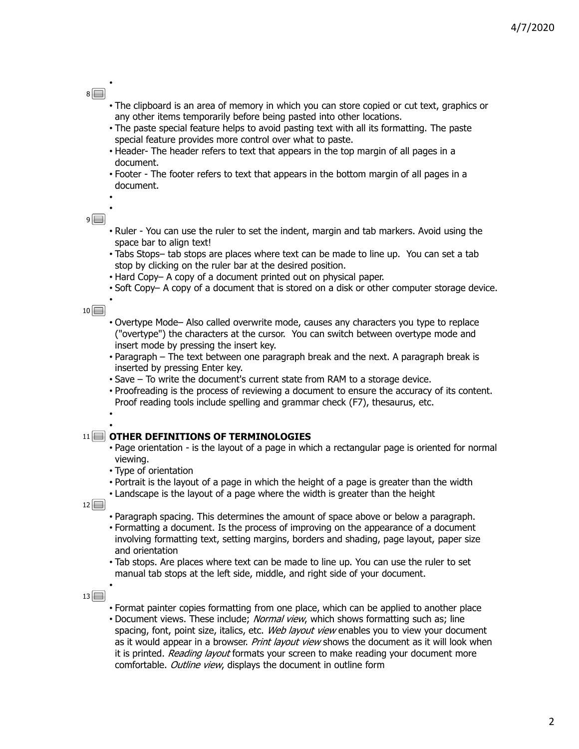- The clipboard is an area of memory in which you can store copied or cut text, graphics or any other items temporarily before being pasted into other locations.
- The paste special feature helps to avoid pasting text with all its formatting. The paste special feature provides more control over what to paste.
- Header- The header refers to text that appears in the top margin of all pages in a document.
- Footer - The footer refers to text that appears in the bottom margin of all pages in a document.

- Ruler - You can use the ruler to set the indent, margin and tab markers. Avoid using the space bar to align text!
- Tabs Stops– tab stops are places where text can be made to line up. You can set a tab stop by clicking on the ruler bar at the desired position.
- Hard Copy– A copy of a document printed out on physical paper.
- Soft Copy– A copy of a document that is stored on a disk or other computer storage device.

- Overtype Mode– Also called overwrite mode, causes any characters you type to replace ("overtype") the characters at the cursor. You can switch between overtype mode and insert mode by pressing the insert key.
- Paragraph – The text between one paragraph break and the next. A paragraph break is inserted by pressing Enter key.
- Save – To write the document's current state from RAM to a storage device.
- Proofreading is the process of reviewing a document to ensure the accuracy of its content. Proof reading tools include spelling and grammar check (F7), thesaurus, etc.

## OTHER DEFINITIONS OF TERMINOLOGIES

- Page orientation - is the layout of a page in which a rectangular page is oriented for normal viewing.
- Type of orientation
- Portrait is the layout of a page in which the height of a page is greater than the width
- Landscape is the layout of a page where the width is greater than the height

- Paragraph spacing. This determines the amount of space above or below a paragraph.
- Formatting a document. Is the process of improving on the appearance of a document involving formatting text, setting margins, borders and shading, page layout, paper size and orientation
- Tab stops. Are places where text can be made to line up. You can use the ruler to set manual tab stops at the left side, middle, and right side of your document.

- Format painter copies formatting from one place, which can be applied to another place
- Document views. These include; *Normal view*, which shows formatting such as; line spacing, font, point size, italics, etc. *Web layout view* enables you to view your document as it would appear in a browser. *Print layout view* shows the document as it will look when it is printed. *Reading layout* formats your screen to make reading your document more comfortable. *Outline view*, displays the document in outline form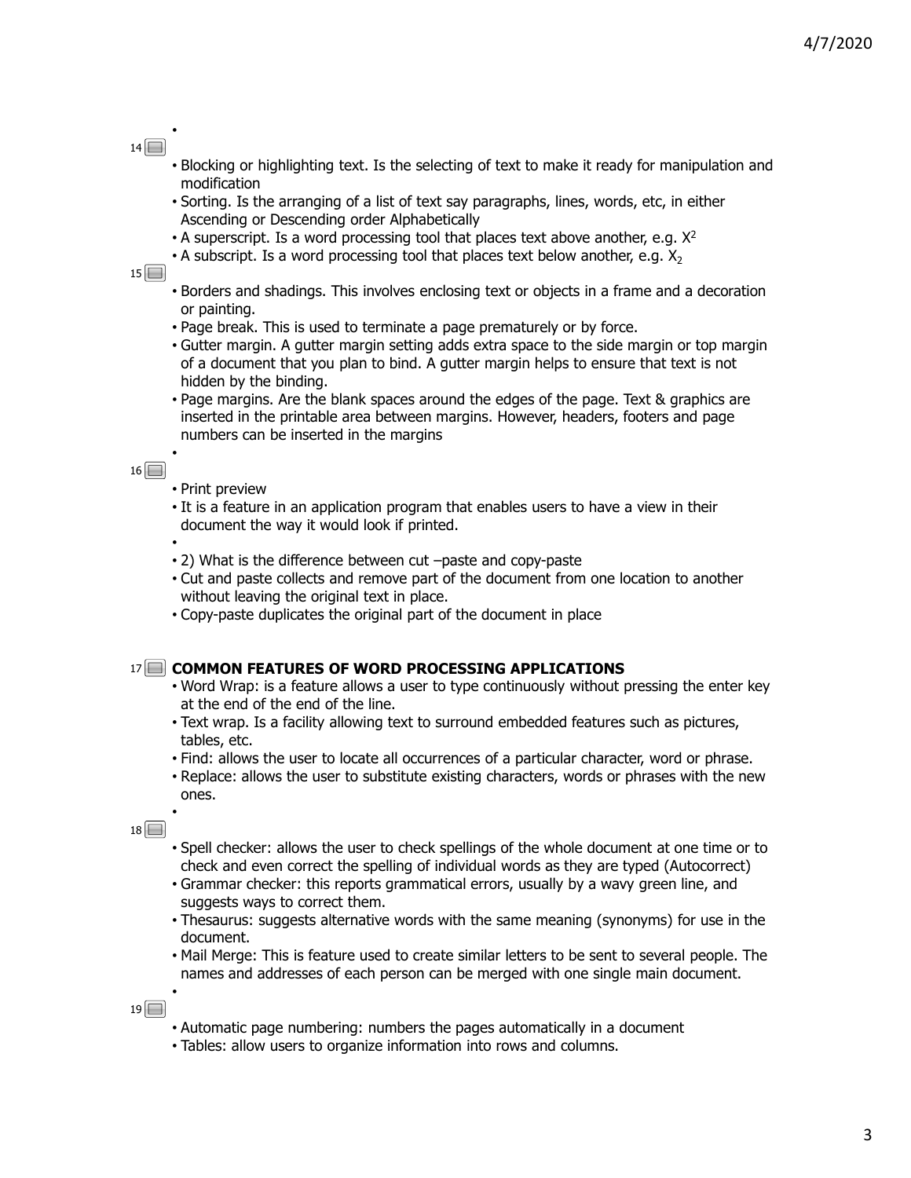- Blocking or highlighting text. Is the selecting of text to make it ready for manipulation and modification
- Sorting. Is the arranging of a list of text say paragraphs, lines, words, etc, in either Ascending or Descending order Alphabetically
- A superscript. Is a word processing tool that places text above another, e.g. $X^2$
- A subscript. Is a word processing tool that places text below another, e.g. $X_2$

- Borders and shadings. This involves enclosing text or objects in a frame and a decoration or painting.
- Page break. This is used to terminate a page prematurely or by force.
- Gutter margin. A gutter margin setting adds extra space to the side margin or top margin of a document that you plan to bind. A gutter margin helps to ensure that text is not hidden by the binding.
- Page margins. Are the blank spaces around the edges of the page. Text & graphics are inserted in the printable area between margins. However, headers, footers and page numbers can be inserted in the margins

- Print preview
- It is a feature in an application program that enables users to have a view in their document the way it would look if printed.
- 2) What is the difference between cut –paste and copy-paste
- Cut and paste collects and remove part of the document from one location to another without leaving the original text in place.
- Copy-paste duplicates the original part of the document in place

## COMMON FEATURES OF WORD PROCESSING APPLICATIONS

- Word Wrap: is a feature allows a user to type continuously without pressing the enter key at the end of the end of the line.
- Text wrap. Is a facility allowing text to surround embedded features such as pictures, tables, etc.
- Find: allows the user to locate all occurrences of a particular character, word or phrase.
- Replace: allows the user to substitute existing characters, words or phrases with the new ones.

- Spell checker: allows the user to check spellings of the whole document at one time or to check and even correct the spelling of individual words as they are typed (Autocorrect)
- Grammar checker: this reports grammatical errors, usually by a wavy green line, and suggests ways to correct them.
- Thesaurus: suggests alternative words with the same meaning (synonyms) for use in the document.
- Mail Merge: This is feature used to create similar letters to be sent to several people. The names and addresses of each person can be merged with one single main document.

- Automatic page numbering: numbers the pages automatically in a document
- Tables: allow users to organize information into rows and columns.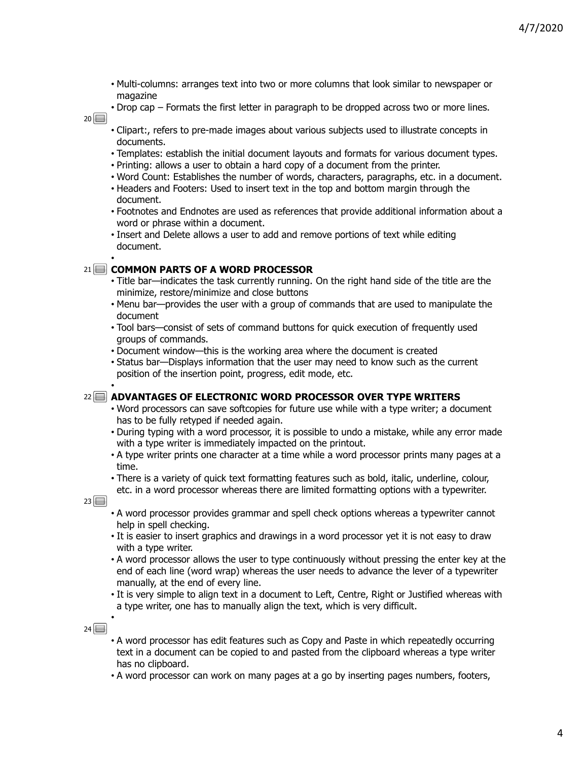- Multi-columns: arranges text into two or more columns that look similar to newspaper or magazine
- Drop cap – Formats the first letter in paragraph to be dropped across two or more lines.

20

- Clipart:, refers to pre-made images about various subjects used to illustrate concepts in documents.
- Templates: establish the initial document layouts and formats for various document types.
- Printing: allows a user to obtain a hard copy of a document from the printer.
- Word Count: Establishes the number of words, characters, paragraphs, etc. in a document.
- Headers and Footers: Used to insert text in the top and bottom margin through the document.
- Footnotes and Endnotes are used as references that provide additional information about a word or phrase within a document.
- Insert and Delete allows a user to add and remove portions of text while editing document.
- 

21

**COMMON PARTS OF A WORD PROCESSOR**

- Title bar—indicates the task currently running. On the right hand side of the title are the minimize, restore/minimize and close buttons
- Menu bar—provides the user with a group of commands that are used to manipulate the document
- Tool bars—consist of sets of command buttons for quick execution of frequently used groups of commands.
- Document window—this is the working area where the document is created
- Status bar—Displays information that the user may need to know such as the current position of the insertion point, progress, edit mode, etc.
- 

22

**ADVANTAGES OF ELECTRONIC WORD PROCESSOR OVER TYPE WRITERS**

- Word processors can save softcopies for future use while with a type writer; a document has to be fully retyped if needed again.
- During typing with a word processor, it is possible to undo a mistake, while any error made with a type writer is immediately impacted on the printout.
- A type writer prints one character at a time while a word processor prints many pages at a time.
- There is a variety of quick text formatting features such as bold, italic, underline, colour, etc. in a word processor whereas there are limited formatting options with a typewriter.

23

- A word processor provides grammar and spell check options whereas a typewriter cannot help in spell checking.
- It is easier to insert graphics and drawings in a word processor yet it is not easy to draw with a type writer.
- A word processor allows the user to type continuously without pressing the enter key at the end of each line (word wrap) whereas the user needs to advance the lever of a typewriter manually, at the end of every line.
- It is very simple to align text in a document to Left, Centre, Right or Justified whereas with a type writer, one has to manually align the text, which is very difficult.
- 

24

- A word processor has edit features such as Copy and Paste in which repeatedly occurring text in a document can be copied to and pasted from the clipboard whereas a type writer has no clipboard.
- A word processor can work on many pages at a go by inserting pages numbers, footers,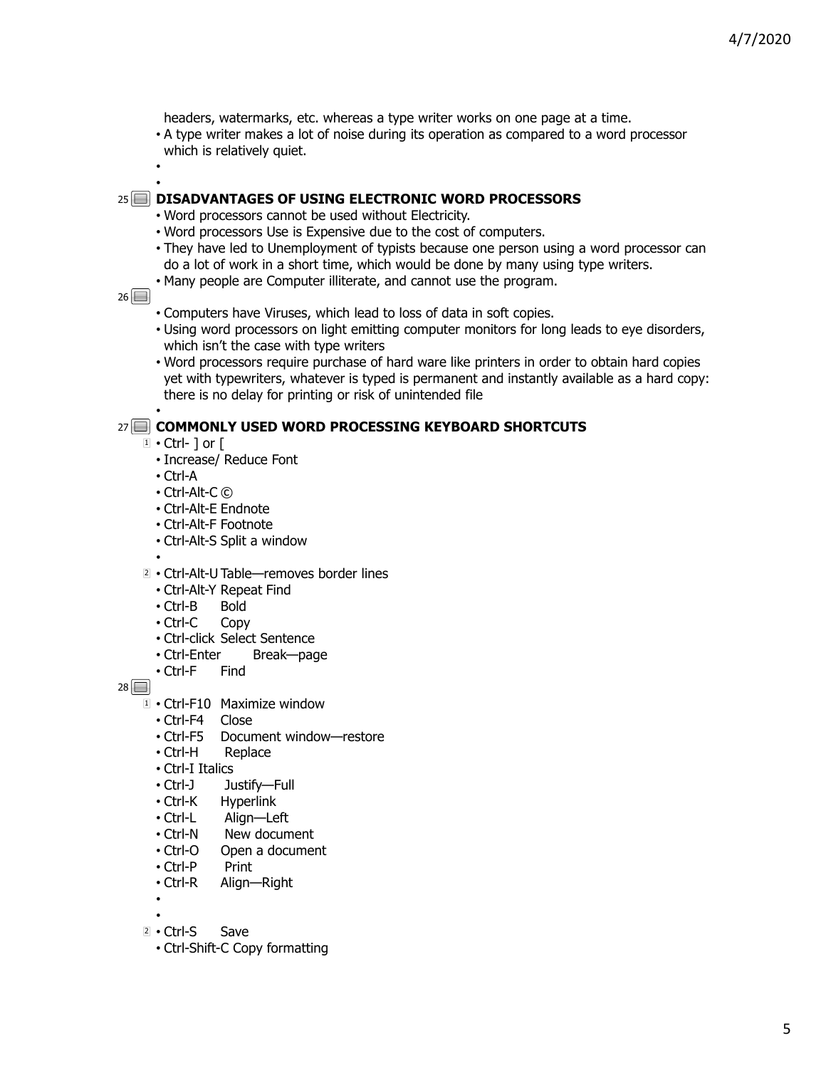headers, watermarks, etc. whereas a type writer works on one page at a time.

- A type writer makes a lot of noise during its operation as compared to a word processor which is relatively quiet.

## DISADVANTAGES OF USING ELECTRONIC WORD PROCESSORS

- Word processors cannot be used without Electricity.
- Word processors Use is Expensive due to the cost of computers.
- They have led to Unemployment of typists because one person using a word processor can do a lot of work in a short time, which would be done by many using type writers.
- Many people are Computer illiterate, and cannot use the program.

- Computers have Viruses, which lead to loss of data in soft copies.
- Using word processors on light emitting computer monitors for long leads to eye disorders, which isn't the case with type writers
- Word processors require purchase of hard ware like printers in order to obtain hard copies yet with typewriters, whatever is typed is permanent and instantly available as a hard copy: there is no delay for printing or risk of unintended file

## COMMONLY USED WORD PROCESSING KEYBOARD SHORTCUTS

- Ctrl- ] or [
- Increase/ Reduce Font
- Ctrl-A
- Ctrl-Alt-C ©
- Ctrl-Alt-E Endnote
- Ctrl-Alt-F Footnote
- Ctrl-Alt-S Split a window

- Ctrl-Alt-U Table—removes border lines
- Ctrl-Alt-Y Repeat Find
- Ctrl-B Bold
- Ctrl-C Copy
- Ctrl-click Select Sentence
- Ctrl-Enter Break—page
- Ctrl-F Find

- Ctrl-F10 Maximize window
- Ctrl-F4 Close
- Ctrl-F5 Document window—restore
- Ctrl-H Replace
- Ctrl-I Italics
- Ctrl-J Justify—Full
- Ctrl-K Hyperlink
- Ctrl-L Align—Left
- Ctrl-N New document
- Ctrl-O Open a document
- Ctrl-P Print
- Ctrl-R Align—Right

- Ctrl-S Save
- Ctrl-Shift-C Copy formatting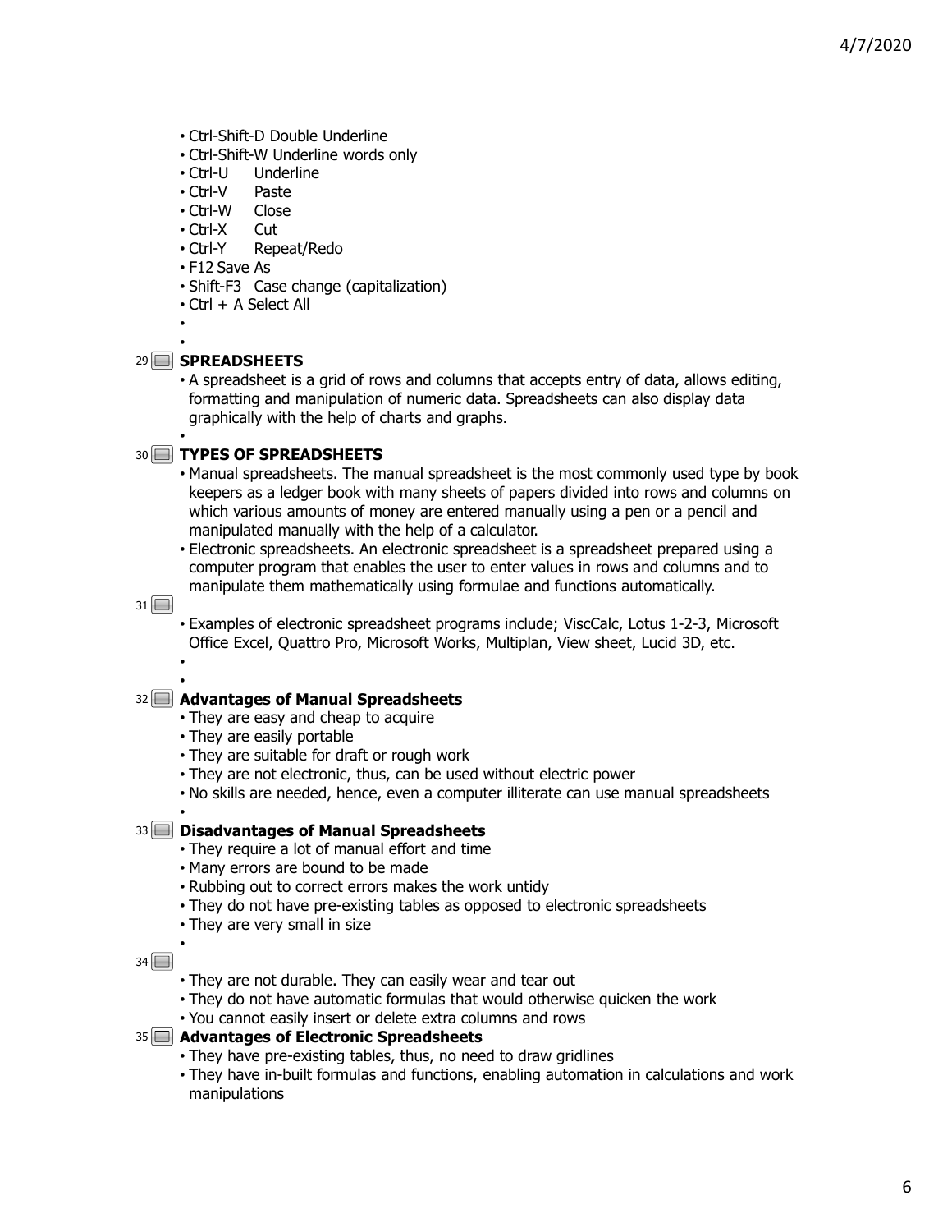- Ctrl-Shift-D Double Underline
- Ctrl-Shift-W Underline words only
- Ctrl-U Underline
- Ctrl-V Paste
- Ctrl-W Close
- Ctrl-X Cut
- Ctrl-Y Repeat/Redo
- F12 Save As
- Shift-F3 Case change (capitalization)
- Ctrl + A Select All

## SPREADSHEETS

- A spreadsheet is a grid of rows and columns that accepts entry of data, allows editing, formatting and manipulation of numeric data. Spreadsheets can also display data graphically with the help of charts and graphs.

## TYPES OF SPREADSHEETS

- Manual spreadsheets. The manual spreadsheet is the most commonly used type by book keepers as a ledger book with many sheets of papers divided into rows and columns on which various amounts of money are entered manually using a pen or a pencil and manipulated manually with the help of a calculator.
- Electronic spreadsheets. An electronic spreadsheet is a spreadsheet prepared using a computer program that enables the user to enter values in rows and columns and to manipulate them mathematically using formulae and functions automatically.

- Examples of electronic spreadsheet programs include; ViscCalc, Lotus 1-2-3, Microsoft Office Excel, Quattro Pro, Microsoft Works, Multiplan, View sheet, Lucid 3D, etc.

## Advantages of Manual Spreadsheets

- They are easy and cheap to acquire
- They are easily portable
- They are suitable for draft or rough work
- They are not electronic, thus, can be used without electric power
- No skills are needed, hence, even a computer illiterate can use manual spreadsheets

## Disadvantages of Manual Spreadsheets

- They require a lot of manual effort and time
- Many errors are bound to be made
- Rubbing out to correct errors makes the work untidy
- They do not have pre-existing tables as opposed to electronic spreadsheets
- They are very small in size

- They are not durable. They can easily wear and tear out
- They do not have automatic formulas that would otherwise quicken the work
- You cannot easily insert or delete extra columns and rows

## Advantages of Electronic Spreadsheets

- They have pre-existing tables, thus, no need to draw gridlines
- They have in-built formulas and functions, enabling automation in calculations and work manipulations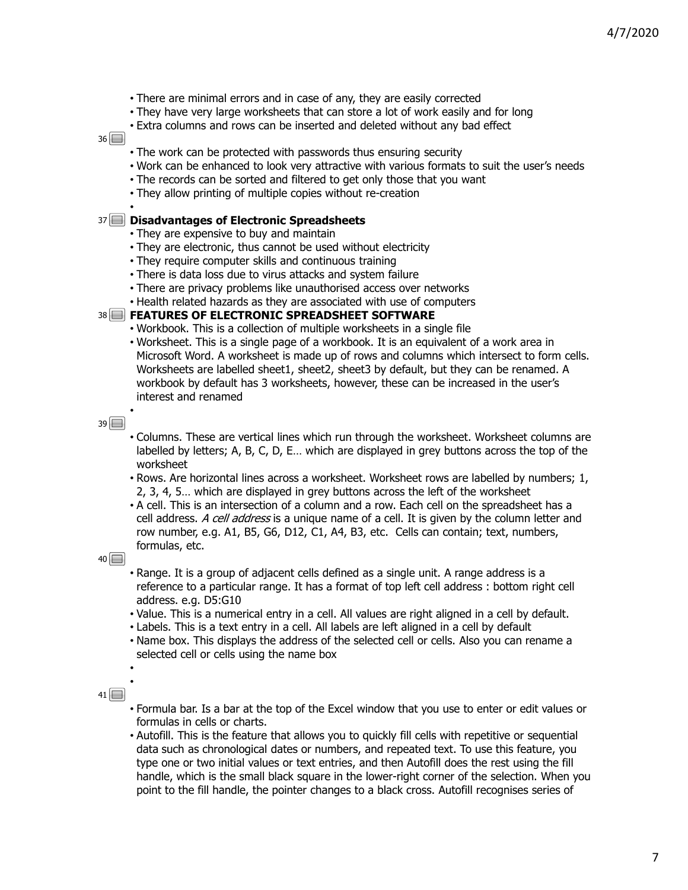- There are minimal errors and in case of any, they are easily corrected
- They have very large worksheets that can store a lot of work easily and for long
- Extra columns and rows can be inserted and deleted without any bad effect

36

- The work can be protected with passwords thus ensuring security
- Work can be enhanced to look very attractive with various formats to suit the user's needs
- The records can be sorted and filtered to get only those that you want
- They allow printing of multiple copies without re-creation

37 **Disadvantages of Electronic Spreadsheets**

- They are expensive to buy and maintain
- They are electronic, thus cannot be used without electricity
- They require computer skills and continuous training
- There is data loss due to virus attacks and system failure
- There are privacy problems like unauthorised access over networks
- Health related hazards as they are associated with use of computers

38 **FEATURES OF ELECTRONIC SPREADSHEET SOFTWARE**

- Workbook. This is a collection of multiple worksheets in a single file
- Worksheet. This is a single page of a workbook. It is an equivalent of a work area in Microsoft Word. A worksheet is made up of rows and columns which intersect to form cells. Worksheets are labelled sheet1, sheet2, sheet3 by default, but they can be renamed. A workbook by default has 3 worksheets, however, these can be increased in the user's interest and renamed

39

- Columns. These are vertical lines which run through the worksheet. Worksheet columns are labelled by letters; A, B, C, D, E… which are displayed in grey buttons across the top of the worksheet
- Rows. Are horizontal lines across a worksheet. Worksheet rows are labelled by numbers; 1, 2, 3, 4, 5… which are displayed in grey buttons across the left of the worksheet
- A cell. This is an intersection of a column and a row. Each cell on the spreadsheet has a cell address. *A cell address* is a unique name of a cell. It is given by the column letter and row number, e.g. A1, B5, G6, D12, C1, A4, B3, etc. Cells can contain; text, numbers, formulas, etc.

40

- Range. It is a group of adjacent cells defined as a single unit. A range address is a reference to a particular range. It has a format of top left cell address : bottom right cell address. e.g. D5:G10
- Value. This is a numerical entry in a cell. All values are right aligned in a cell by default.
- Labels. This is a text entry in a cell. All labels are left aligned in a cell by default
- Name box. This displays the address of the selected cell or cells. Also you can rename a selected cell or cells using the name box

41

- Formula bar. Is a bar at the top of the Excel window that you use to enter or edit values or formulas in cells or charts.
- Autofill. This is the feature that allows you to quickly fill cells with repetitive or sequential data such as chronological dates or numbers, and repeated text. To use this feature, you type one or two initial values or text entries, and then Autofill does the rest using the fill handle, which is the small black square in the lower-right corner of the selection. When you point to the fill handle, the pointer changes to a black cross. Autofill recognises series of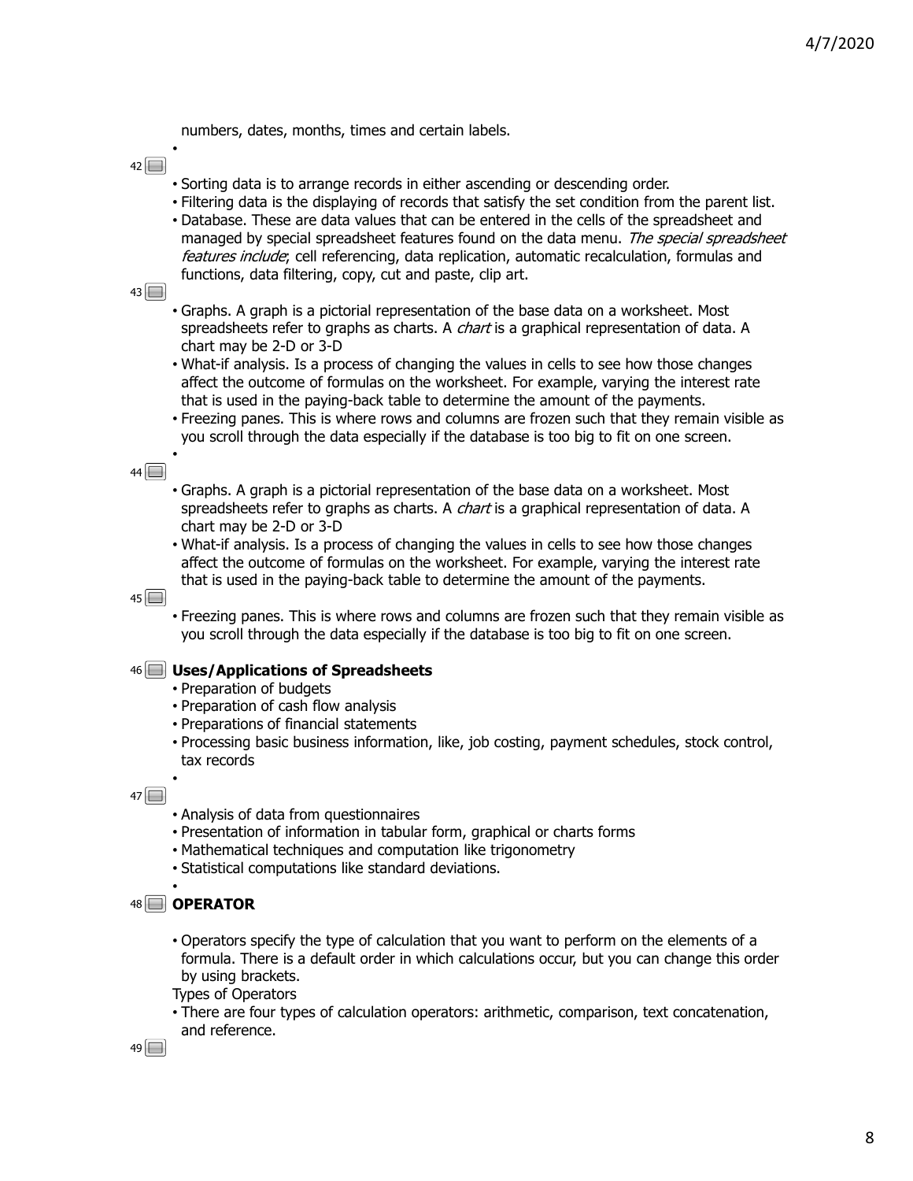numbers, dates, months, times and certain labels.

- Sorting data is to arrange records in either ascending or descending order.
- Filtering data is the displaying of records that satisfy the set condition from the parent list.
- Database. These are data values that can be entered in the cells of the spreadsheet and managed by special spreadsheet features found on the data menu. *The special spreadsheet features include*; cell referencing, data replication, automatic recalculation, formulas and functions, data filtering, copy, cut and paste, clip art.

- Graphs. A graph is a pictorial representation of the base data on a worksheet. Most spreadsheets refer to graphs as charts. A *chart* is a graphical representation of data. A chart may be 2-D or 3-D
- What-if analysis. Is a process of changing the values in cells to see how those changes affect the outcome of formulas on the worksheet. For example, varying the interest rate that is used in the paying-back table to determine the amount of the payments.
- Freezing panes. This is where rows and columns are frozen such that they remain visible as you scroll through the data especially if the database is too big to fit on one screen.

- Graphs. A graph is a pictorial representation of the base data on a worksheet. Most spreadsheets refer to graphs as charts. A *chart* is a graphical representation of data. A chart may be 2-D or 3-D
- What-if analysis. Is a process of changing the values in cells to see how those changes affect the outcome of formulas on the worksheet. For example, varying the interest rate that is used in the paying-back table to determine the amount of the payments.

- Freezing panes. This is where rows and columns are frozen such that they remain visible as you scroll through the data especially if the database is too big to fit on one screen.

**Uses/Applications of Spreadsheets**

- Preparation of budgets
- Preparation of cash flow analysis
- Preparations of financial statements
- Processing basic business information, like, job costing, payment schedules, stock control, tax records

- Analysis of data from questionnaires
- Presentation of information in tabular form, graphical or charts forms
- Mathematical techniques and computation like trigonometry
- Statistical computations like standard deviations.

**OPERATOR**

- Operators specify the type of calculation that you want to perform on the elements of a formula. There is a default order in which calculations occur, but you can change this order by using brackets.

Types of Operators

- There are four types of calculation operators: arithmetic, comparison, text concatenation, and reference.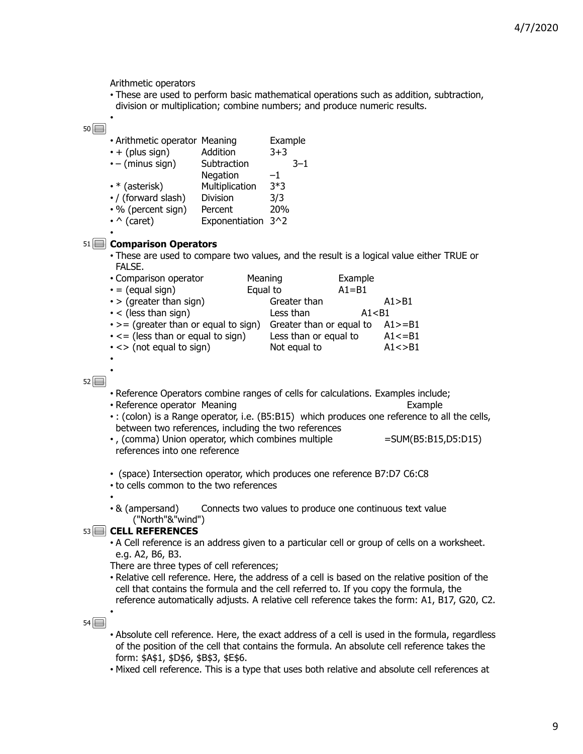Arithmetic operators

- These are used to perform basic mathematical operations such as addition, subtraction, division or multiplication; combine numbers; and produce numeric results.

| Arithmetic operator | Meaning | Example |
|---|---|---|
| + (plus sign) | Addition | 3+3 |
| – (minus sign) | Subtraction | 3–1 |
| | Negation | –1 |
| * (asterisk) | Multiplication | 3*3 |
| / (forward slash) | Division | 3/3 |
| % (percent sign) | Percent | 20% |
| ^ (caret) | Exponentiation | 3^2 |

**Comparison Operators**

- These are used to compare two values, and the result is a logical value either TRUE or FALSE.

| Comparison operator | Meaning | Example |
|---|---|---|
| = (equal sign) | Equal to | A1=B1 |
| > (greater than sign) | Greater than | A1>B1 |
| < (less than sign) | Less than | A1<B1 |
| >= (greater than or equal to sign) | Greater than or equal to | A1>=B1 |
| <= (less than or equal to sign) | Less than or equal to | A1<=B1 |
| <> (not equal to sign) | Not equal to | A1<>B1 |

- Reference Operators combine ranges of cells for calculations. Examples include;
- Reference operator Meaning Example
- : (colon) is a Range operator, i.e. (B5:B15) which produces one reference to all the cells, between two references, including the two references
- , (comma) Union operator, which combines multiple references into one reference =SUM(B5:B15,D5:D15)
- (space) Intersection operator, which produces one reference B7:D7 C6:C8
- to cells common to the two references
- & (ampersand) Connects two values to produce one continuous text value ("North"&"wind")

**CELL REFERENCES**

- A Cell reference is an address given to a particular cell or group of cells on a worksheet. e.g. A2, B6, B3.

There are three types of cell references;

- Relative cell reference. Here, the address of a cell is based on the relative position of the cell that contains the formula and the cell referred to. If you copy the formula, the reference automatically adjusts. A relative cell reference takes the form: A1, B17, G20, C2.
- Absolute cell reference. Here, the exact address of a cell is used in the formula, regardless of the position of the cell that contains the formula. An absolute cell reference takes the form: $A$1, $D$6, $B$3, $E$6.
- Mixed cell reference. This is a type that uses both relative and absolute cell references at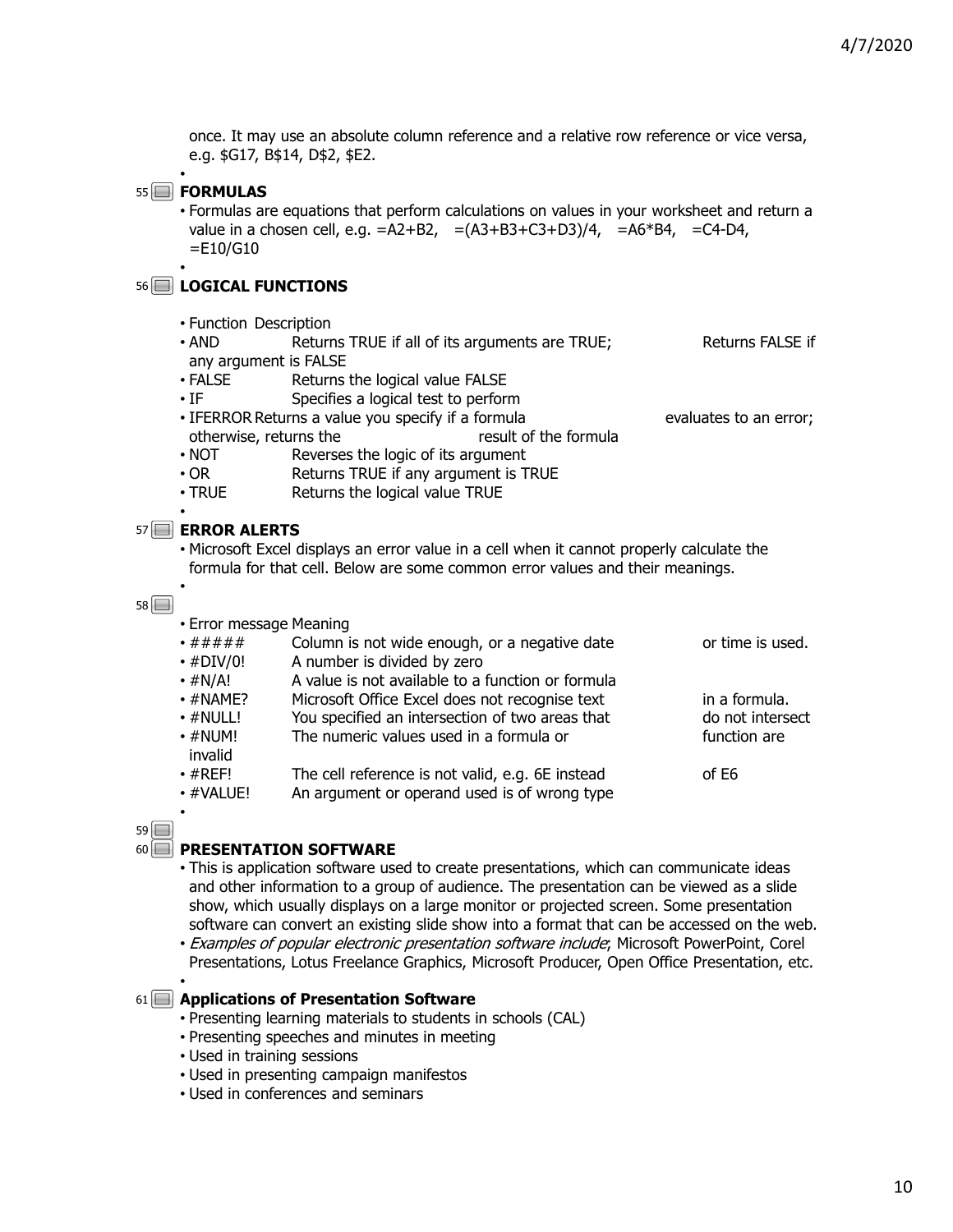once. It may use an absolute column reference and a relative row reference or vice versa, e.g. $G17, B$14, D$2, $E2.

## FORMULAS

- Formulas are equations that perform calculations on values in your worksheet and return a value in a chosen cell, e.g. =A2+B2, =(A3+B3+C3+D3)/4, =A6*B4, =C4-D4, =E10/G10

## LOGICAL FUNCTIONS

| Function | Description |
| --- | --- |
| AND | Returns TRUE if all of its arguments are TRUE; Returns FALSE if any argument is FALSE |
| FALSE | Returns the logical value FALSE |
| IF | Specifies a logical test to perform |
| IFERROR | Returns a value you specify if a formula evaluates to an error; otherwise, returns the result of the formula |
| NOT | Reverses the logic of its argument |
| OR | Returns TRUE if any argument is TRUE |
| TRUE | Returns the logical value TRUE |

## ERROR ALERTS

- Microsoft Excel displays an error value in a cell when it cannot properly calculate the formula for that cell. Below are some common error values and their meanings.

| Error message | Meaning |
| --- | --- |
| ##### | Column is not wide enough, or a negative date or time is used. |
| #DIV/0! | A number is divided by zero |
| #N/A! | A value is not available to a function or formula |
| #NAME? | Microsoft Office Excel does not recognise text in a formula. |
| #NULL! | You specified an intersection of two areas that do not intersect |
| #NUM! | The numeric values used in a formula or function are invalid |
| #REF! | The cell reference is not valid, e.g. 6E instead of E6 |
| #VALUE! | An argument or operand used is of wrong type |

## PRESENTATION SOFTWARE

- This is application software used to create presentations, which can communicate ideas and other information to a group of audience. The presentation can be viewed as a slide show, which usually displays on a large monitor or projected screen. Some presentation software can convert an existing slide show into a format that can be accessed on the web.
- *Examples of popular electronic presentation software include*; Microsoft PowerPoint, Corel Presentations, Lotus Freelance Graphics, Microsoft Producer, Open Office Presentation, etc.

## Applications of Presentation Software

- Presenting learning materials to students in schools (CAL)
- Presenting speeches and minutes in meeting
- Used in training sessions
- Used in presenting campaign manifestos
- Used in conferences and seminars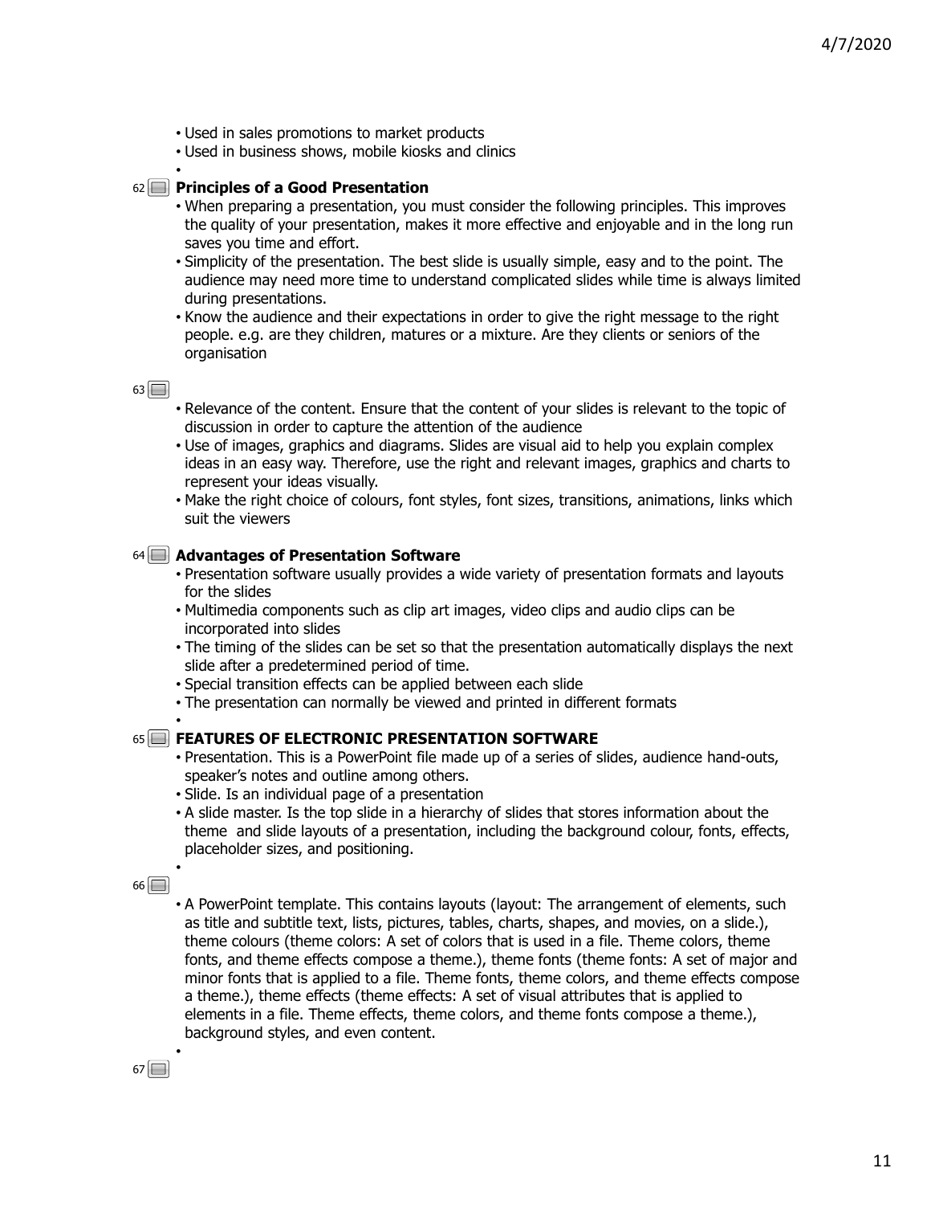- Used in sales promotions to market products
- Used in business shows, mobile kiosks and clinics

## Principles of a Good Presentation

- When preparing a presentation, you must consider the following principles. This improves the quality of your presentation, makes it more effective and enjoyable and in the long run saves you time and effort.
- Simplicity of the presentation. The best slide is usually simple, easy and to the point. The audience may need more time to understand complicated slides while time is always limited during presentations.
- Know the audience and their expectations in order to give the right message to the right people. e.g. are they children, matures or a mixture. Are they clients or seniors of the organisation

- Relevance of the content. Ensure that the content of your slides is relevant to the topic of discussion in order to capture the attention of the audience
- Use of images, graphics and diagrams. Slides are visual aid to help you explain complex ideas in an easy way. Therefore, use the right and relevant images, graphics and charts to represent your ideas visually.
- Make the right choice of colours, font styles, font sizes, transitions, animations, links which suit the viewers

## Advantages of Presentation Software

- Presentation software usually provides a wide variety of presentation formats and layouts for the slides
- Multimedia components such as clip art images, video clips and audio clips can be incorporated into slides
- The timing of the slides can be set so that the presentation automatically displays the next slide after a predetermined period of time.
- Special transition effects can be applied between each slide
- The presentation can normally be viewed and printed in different formats

## FEATURES OF ELECTRONIC PRESENTATION SOFTWARE

- Presentation. This is a PowerPoint file made up of a series of slides, audience hand-outs, speaker's notes and outline among others.
- Slide. Is an individual page of a presentation
- A slide master. Is the top slide in a hierarchy of slides that stores information about the theme and slide layouts of a presentation, including the background colour, fonts, effects, placeholder sizes, and positioning.

- A PowerPoint template. This contains layouts (layout: The arrangement of elements, such as title and subtitle text, lists, pictures, tables, charts, shapes, and movies, on a slide.), theme colours (theme colors: A set of colors that is used in a file. Theme colors, theme fonts, and theme effects compose a theme.), theme fonts (theme fonts: A set of major and minor fonts that is applied to a file. Theme fonts, theme colors, and theme effects compose a theme.), theme effects (theme effects: A set of visual attributes that is applied to elements in a file. Theme effects, theme colors, and theme fonts compose a theme.), background styles, and even content.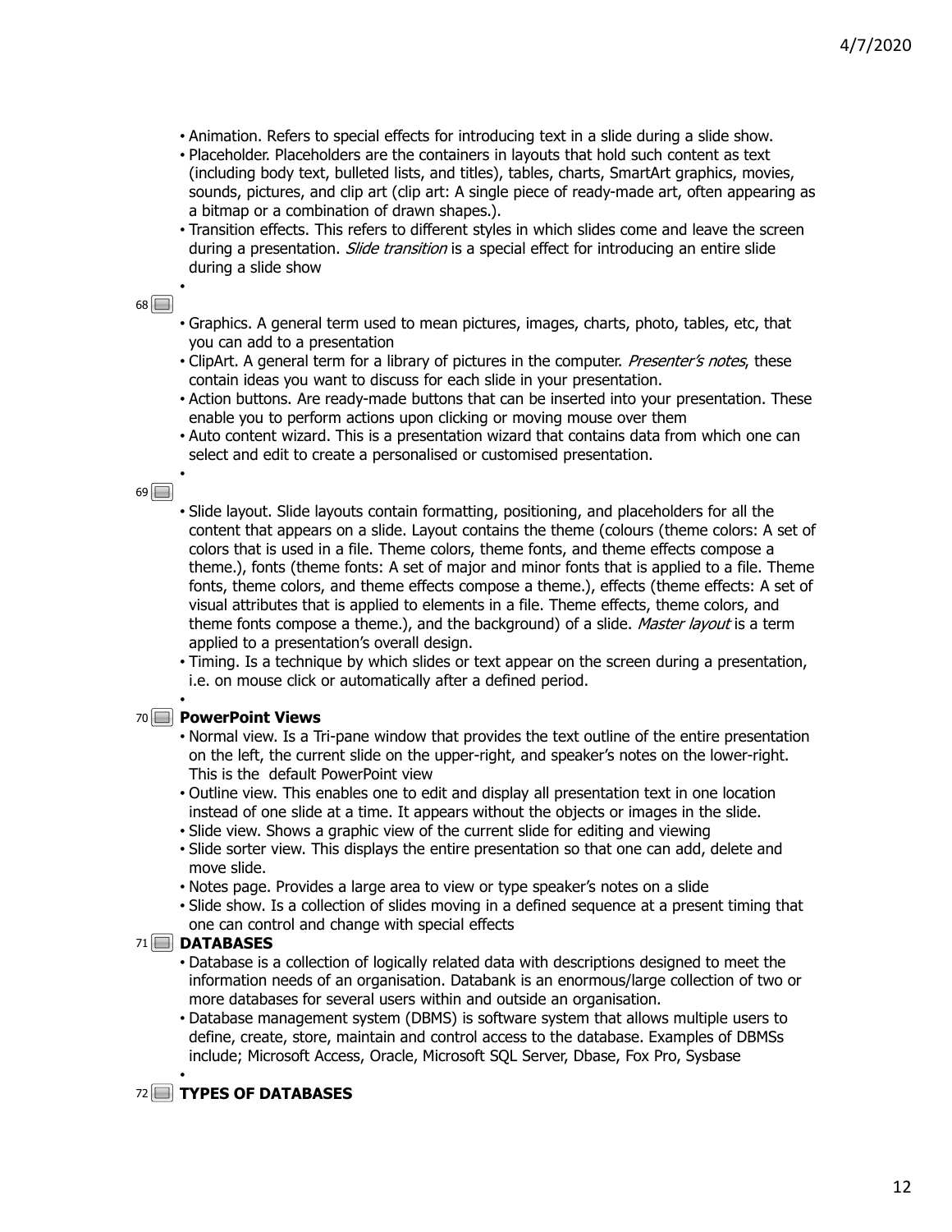- Animation. Refers to special effects for introducing text in a slide during a slide show.
- Placeholder. Placeholders are the containers in layouts that hold such content as text (including body text, bulleted lists, and titles), tables, charts, SmartArt graphics, movies, sounds, pictures, and clip art (clip art: A single piece of ready-made art, often appearing as a bitmap or a combination of drawn shapes.).
- Transition effects. This refers to different styles in which slides come and leave the screen during a presentation. *Slide transition* is a special effect for introducing an entire slide during a slide show

68

- Graphics. A general term used to mean pictures, images, charts, photo, tables, etc, that you can add to a presentation
- ClipArt. A general term for a library of pictures in the computer. *Presenter's notes*, these contain ideas you want to discuss for each slide in your presentation.
- Action buttons. Are ready-made buttons that can be inserted into your presentation. These enable you to perform actions upon clicking or moving mouse over them
- Auto content wizard. This is a presentation wizard that contains data from which one can select and edit to create a personalised or customised presentation.

69

- Slide layout. Slide layouts contain formatting, positioning, and placeholders for all the content that appears on a slide. Layout contains the theme (colours (theme colors: A set of colors that is used in a file. Theme colors, theme fonts, and theme effects compose a theme.), fonts (theme fonts: A set of major and minor fonts that is applied to a file. Theme fonts, theme colors, and theme effects compose a theme.), effects (theme effects: A set of visual attributes that is applied to elements in a file. Theme effects, theme colors, and theme fonts compose a theme.), and the background) of a slide. *Master layout* is a term applied to a presentation's overall design.
- Timing. Is a technique by which slides or text appear on the screen during a presentation, i.e. on mouse click or automatically after a defined period.

70 **PowerPoint Views**

- Normal view. Is a Tri-pane window that provides the text outline of the entire presentation on the left, the current slide on the upper-right, and speaker's notes on the lower-right. This is the default PowerPoint view
- Outline view. This enables one to edit and display all presentation text in one location instead of one slide at a time. It appears without the objects or images in the slide.
- Slide view. Shows a graphic view of the current slide for editing and viewing
- Slide sorter view. This displays the entire presentation so that one can add, delete and move slide.
- Notes page. Provides a large area to view or type speaker's notes on a slide
- Slide show. Is a collection of slides moving in a defined sequence at a present timing that one can control and change with special effects

71 **DATABASES**

- Database is a collection of logically related data with descriptions designed to meet the information needs of an organisation. Databank is an enormous/large collection of two or more databases for several users within and outside an organisation.
- Database management system (DBMS) is software system that allows multiple users to define, create, store, maintain and control access to the database. Examples of DBMSs include; Microsoft Access, Oracle, Microsoft SQL Server, Dbase, Fox Pro, Sysbase

72 **TYPES OF DATABASES**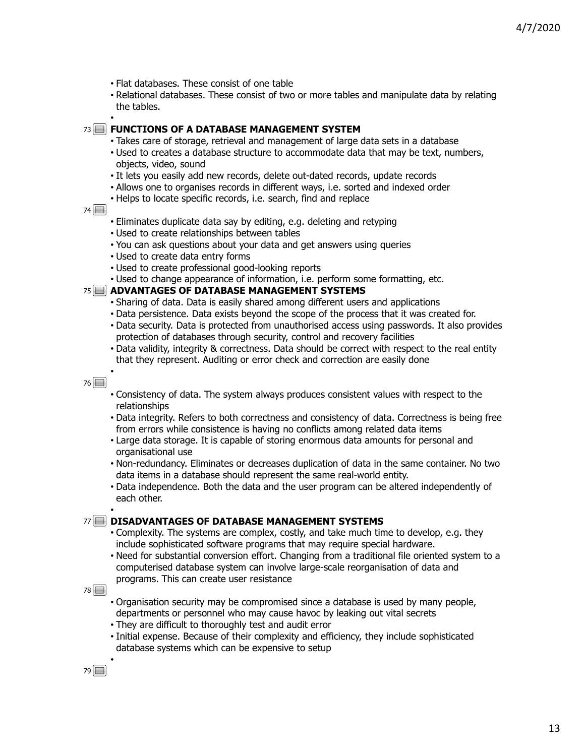- Flat databases. These consist of one table
- Relational databases. These consist of two or more tables and manipulate data by relating the tables.

## FUNCTIONS OF A DATABASE MANAGEMENT SYSTEM

- Takes care of storage, retrieval and management of large data sets in a database
- Used to creates a database structure to accommodate data that may be text, numbers, objects, video, sound
- It lets you easily add new records, delete out-dated records, update records
- Allows one to organises records in different ways, i.e. sorted and indexed order
- Helps to locate specific records, i.e. search, find and replace

- Eliminates duplicate data say by editing, e.g. deleting and retyping
- Used to create relationships between tables
- You can ask questions about your data and get answers using queries
- Used to create data entry forms
- Used to create professional good-looking reports
- Used to change appearance of information, i.e. perform some formatting, etc.

## ADVANTAGES OF DATABASE MANAGEMENT SYSTEMS

- Sharing of data. Data is easily shared among different users and applications
- Data persistence. Data exists beyond the scope of the process that it was created for.
- Data security. Data is protected from unauthorised access using passwords. It also provides protection of databases through security, control and recovery facilities
- Data validity, integrity & correctness. Data should be correct with respect to the real entity that they represent. Auditing or error check and correction are easily done

- Consistency of data. The system always produces consistent values with respect to the relationships
- Data integrity. Refers to both correctness and consistency of data. Correctness is being free from errors while consistence is having no conflicts among related data items
- Large data storage. It is capable of storing enormous data amounts for personal and organisational use
- Non-redundancy. Eliminates or decreases duplication of data in the same container. No two data items in a database should represent the same real-world entity.
- Data independence. Both the data and the user program can be altered independently of each other.

## DISADVANTAGES OF DATABASE MANAGEMENT SYSTEMS

- Complexity. The systems are complex, costly, and take much time to develop, e.g. they include sophisticated software programs that may require special hardware.
- Need for substantial conversion effort. Changing from a traditional file oriented system to a computerised database system can involve large-scale reorganisation of data and programs. This can create user resistance

- Organisation security may be compromised since a database is used by many people, departments or personnel who may cause havoc by leaking out vital secrets
- They are difficult to thoroughly test and audit error
- Initial expense. Because of their complexity and efficiency, they include sophisticated database systems which can be expensive to setup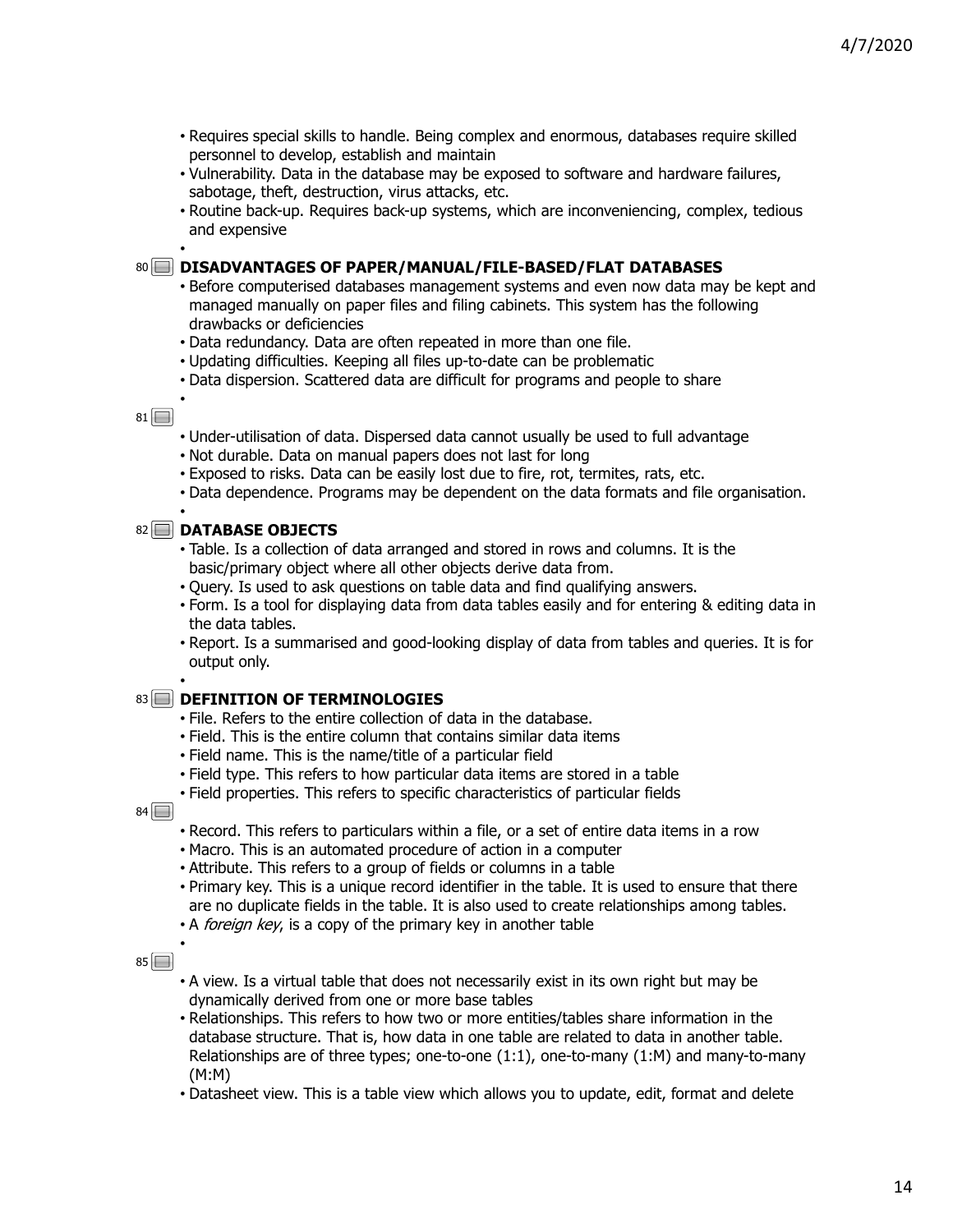- Requires special skills to handle. Being complex and enormous, databases require skilled personnel to develop, establish and maintain
- Vulnerability. Data in the database may be exposed to software and hardware failures, sabotage, theft, destruction, virus attacks, etc.
- Routine back-up. Requires back-up systems, which are inconveniencing, complex, tedious and expensive

## DISADVANTAGES OF PAPER/MANUAL/FILE-BASED/FLAT DATABASES

- Before computerised databases management systems and even now data may be kept and managed manually on paper files and filing cabinets. This system has the following drawbacks or deficiencies
- Data redundancy. Data are often repeated in more than one file.
- Updating difficulties. Keeping all files up-to-date can be problematic
- Data dispersion. Scattered data are difficult for programs and people to share

- Under-utilisation of data. Dispersed data cannot usually be used to full advantage
- Not durable. Data on manual papers does not last for long
- Exposed to risks. Data can be easily lost due to fire, rot, termites, rats, etc.
- Data dependence. Programs may be dependent on the data formats and file organisation.

## DATABASE OBJECTS

- Table. Is a collection of data arranged and stored in rows and columns. It is the basic/primary object where all other objects derive data from.
- Query. Is used to ask questions on table data and find qualifying answers.
- Form. Is a tool for displaying data from data tables easily and for entering & editing data in the data tables.
- Report. Is a summarised and good-looking display of data from tables and queries. It is for output only.

## DEFINITION OF TERMINOLOGIES

- File. Refers to the entire collection of data in the database.
- Field. This is the entire column that contains similar data items
- Field name. This is the name/title of a particular field
- Field type. This refers to how particular data items are stored in a table
- Field properties. This refers to specific characteristics of particular fields

- Record. This refers to particulars within a file, or a set of entire data items in a row
- Macro. This is an automated procedure of action in a computer
- Attribute. This refers to a group of fields or columns in a table
- Primary key. This is a unique record identifier in the table. It is used to ensure that there are no duplicate fields in the table. It is also used to create relationships among tables.
- A *foreign key*, is a copy of the primary key in another table

- A view. Is a virtual table that does not necessarily exist in its own right but may be dynamically derived from one or more base tables
- Relationships. This refers to how two or more entities/tables share information in the database structure. That is, how data in one table are related to data in another table. Relationships are of three types; one-to-one (1:1), one-to-many (1:M) and many-to-many (M:M)
- Datasheet view. This is a table view which allows you to update, edit, format and delete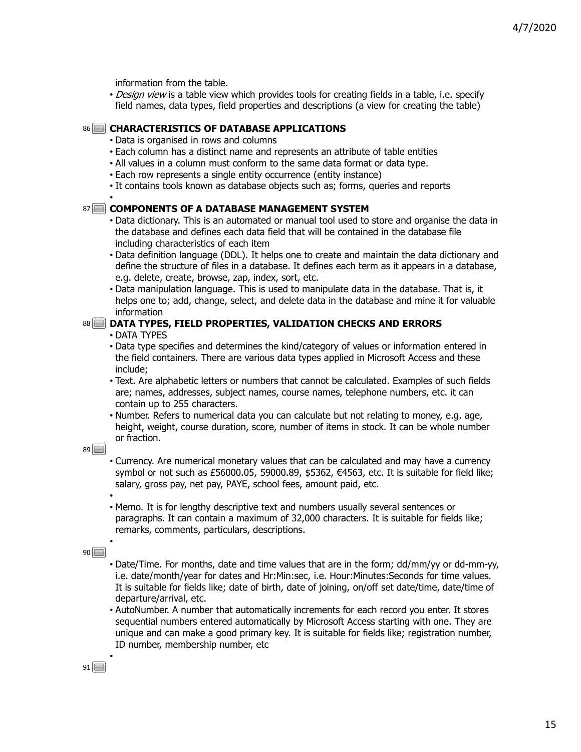information from the table.

- *Design view* is a table view which provides tools for creating fields in a table, i.e. specify field names, data types, field properties and descriptions (a view for creating the table)

## CHARACTERISTICS OF DATABASE APPLICATIONS

- Data is organised in rows and columns
- Each column has a distinct name and represents an attribute of table entities
- All values in a column must conform to the same data format or data type.
- Each row represents a single entity occurrence (entity instance)
- It contains tools known as database objects such as; forms, queries and reports

## COMPONENTS OF A DATABASE MANAGEMENT SYSTEM

- Data dictionary. This is an automated or manual tool used to store and organise the data in the database and defines each data field that will be contained in the database file including characteristics of each item
- Data definition language (DDL). It helps one to create and maintain the data dictionary and define the structure of files in a database. It defines each term as it appears in a database, e.g. delete, create, browse, zap, index, sort, etc.
- Data manipulation language. This is used to manipulate data in the database. That is, it helps one to; add, change, select, and delete data in the database and mine it for valuable information

## DATA TYPES, FIELD PROPERTIES, VALIDATION CHECKS AND ERRORS

- DATA TYPES
- Data type specifies and determines the kind/category of values or information entered in the field containers. There are various data types applied in Microsoft Access and these include;
- Text. Are alphabetic letters or numbers that cannot be calculated. Examples of such fields are; names, addresses, subject names, course names, telephone numbers, etc. it can contain up to 255 characters.
- Number. Refers to numerical data you can calculate but not relating to money, e.g. age, height, weight, course duration, score, number of items in stock. It can be whole number or fraction.

- Currency. Are numerical monetary values that can be calculated and may have a currency symbol or not such as £56000.05, 59000.89, $5362, €4563, etc. It is suitable for field like; salary, gross pay, net pay, PAYE, school fees, amount paid, etc.
- Memo. It is for lengthy descriptive text and numbers usually several sentences or paragraphs. It can contain a maximum of 32,000 characters. It is suitable for fields like; remarks, comments, particulars, descriptions.

- Date/Time. For months, date and time values that are in the form; dd/mm/yy or dd-mm-yy, i.e. date/month/year for dates and Hr:Min:sec, i.e. Hour:Minutes:Seconds for time values. It is suitable for fields like; date of birth, date of joining, on/off set date/time, date/time of departure/arrival, etc.
- AutoNumber. A number that automatically increments for each record you enter. It stores sequential numbers entered automatically by Microsoft Access starting with one. They are unique and can make a good primary key. It is suitable for fields like; registration number, ID number, membership number, etc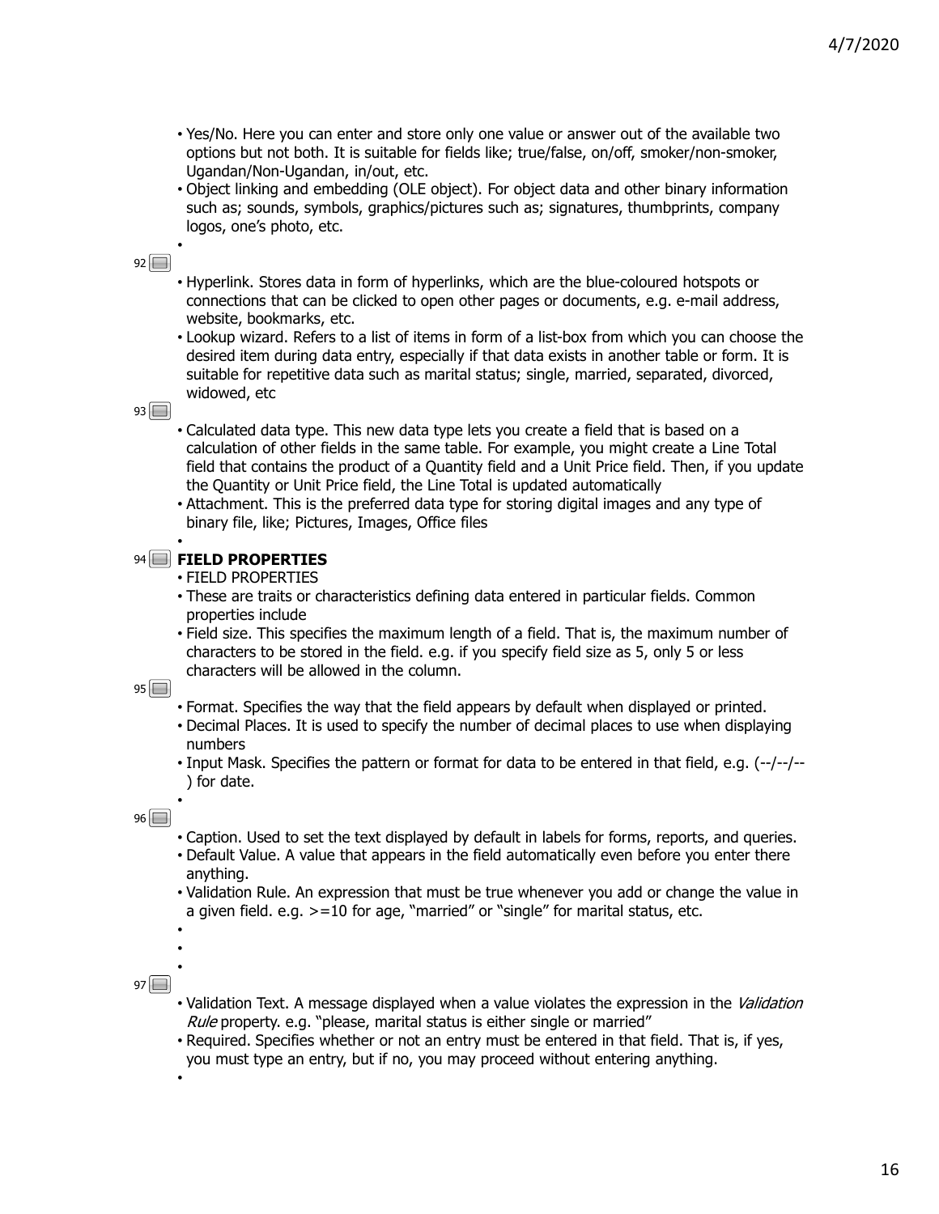- Yes/No. Here you can enter and store only one value or answer out of the available two options but not both. It is suitable for fields like; true/false, on/off, smoker/non-smoker, Ugandan/Non-Ugandan, in/out, etc.
- Object linking and embedding (OLE object). For object data and other binary information such as; sounds, symbols, graphics/pictures such as; signatures, thumbprints, company logos, one's photo, etc.

- Hyperlink. Stores data in form of hyperlinks, which are the blue-coloured hotspots or connections that can be clicked to open other pages or documents, e.g. e-mail address, website, bookmarks, etc.
- Lookup wizard. Refers to a list of items in form of a list-box from which you can choose the desired item during data entry, especially if that data exists in another table or form. It is suitable for repetitive data such as marital status; single, married, separated, divorced, widowed, etc

- Calculated data type. This new data type lets you create a field that is based on a calculation of other fields in the same table. For example, you might create a Line Total field that contains the product of a Quantity field and a Unit Price field. Then, if you update the Quantity or Unit Price field, the Line Total is updated automatically
- Attachment. This is the preferred data type for storing digital images and any type of binary file, like; Pictures, Images, Office files

## FIELD PROPERTIES

- FIELD PROPERTIES
- These are traits or characteristics defining data entered in particular fields. Common properties include
- Field size. This specifies the maximum length of a field. That is, the maximum number of characters to be stored in the field. e.g. if you specify field size as 5, only 5 or less characters will be allowed in the column.

- Format. Specifies the way that the field appears by default when displayed or printed.
- Decimal Places. It is used to specify the number of decimal places to use when displaying numbers
- Input Mask. Specifies the pattern or format for data to be entered in that field, e.g. (--/--/--) for date.

- Caption. Used to set the text displayed by default in labels for forms, reports, and queries.
- Default Value. A value that appears in the field automatically even before you enter there anything.
- Validation Rule. An expression that must be true whenever you add or change the value in a given field. e.g. >=10 for age, "married" or "single" for marital status, etc.

- Validation Text. A message displayed when a value violates the expression in the *Validation Rule* property. e.g. "please, marital status is either single or married"
- Required. Specifies whether or not an entry must be entered in that field. That is, if yes, you must type an entry, but if no, you may proceed without entering anything.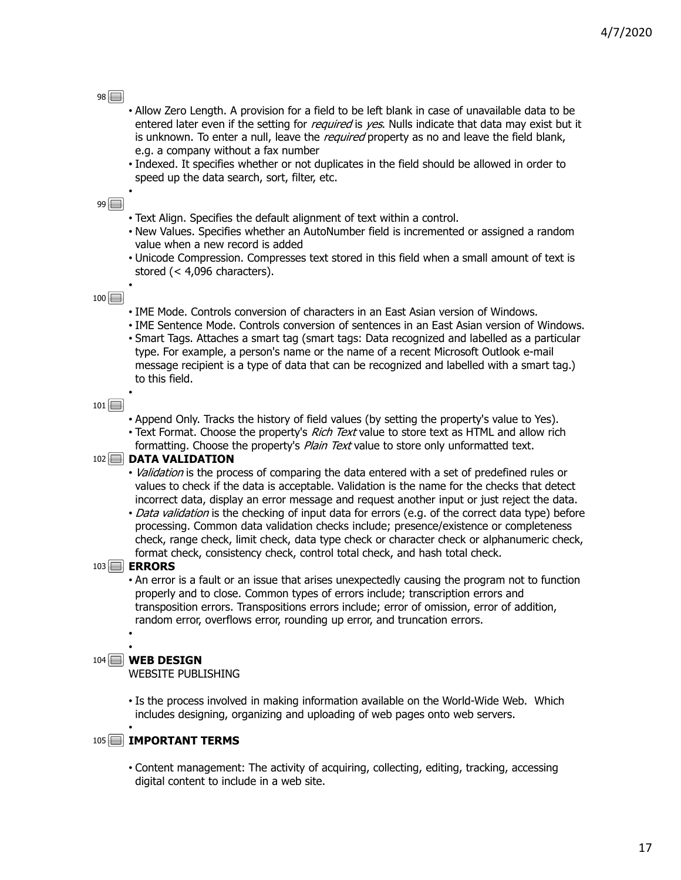- Allow Zero Length. A provision for a field to be left blank in case of unavailable data to be entered later even if the setting for *required* is *yes*. Nulls indicate that data may exist but it is unknown. To enter a null, leave the *required* property as no and leave the field blank, e.g. a company without a fax number
- Indexed. It specifies whether or not duplicates in the field should be allowed in order to speed up the data search, sort, filter, etc.

- Text Align. Specifies the default alignment of text within a control.
- New Values. Specifies whether an AutoNumber field is incremented or assigned a random value when a new record is added
- Unicode Compression. Compresses text stored in this field when a small amount of text is stored (< 4,096 characters).

- IME Mode. Controls conversion of characters in an East Asian version of Windows.
- IME Sentence Mode. Controls conversion of sentences in an East Asian version of Windows.
- Smart Tags. Attaches a smart tag (smart tags: Data recognized and labelled as a particular type. For example, a person's name or the name of a recent Microsoft Outlook e-mail message recipient is a type of data that can be recognized and labelled with a smart tag.) to this field.

- Append Only. Tracks the history of field values (by setting the property's value to Yes).
- Text Format. Choose the property's *Rich Text* value to store text as HTML and allow rich formatting. Choose the property's *Plain Text* value to store only unformatted text.

## DATA VALIDATION

- *Validation* is the process of comparing the data entered with a set of predefined rules or values to check if the data is acceptable. Validation is the name for the checks that detect incorrect data, display an error message and request another input or just reject the data.
- *Data validation* is the checking of input data for errors (e.g. of the correct data type) before processing. Common data validation checks include; presence/existence or completeness check, range check, limit check, data type check or character check or alphanumeric check, format check, consistency check, control total check, and hash total check.

## ERRORS

- An error is a fault or an issue that arises unexpectedly causing the program not to function properly and to close. Common types of errors include; transcription errors and transposition errors. Transpositions errors include; error of omission, error of addition, random error, overflows error, rounding up error, and truncation errors.

## WEB DESIGN

WEBSITE PUBLISHING

- Is the process involved in making information available on the World-Wide Web. Which includes designing, organizing and uploading of web pages onto web servers.

## IMPORTANT TERMS

- Content management: The activity of acquiring, collecting, editing, tracking, accessing digital content to include in a web site.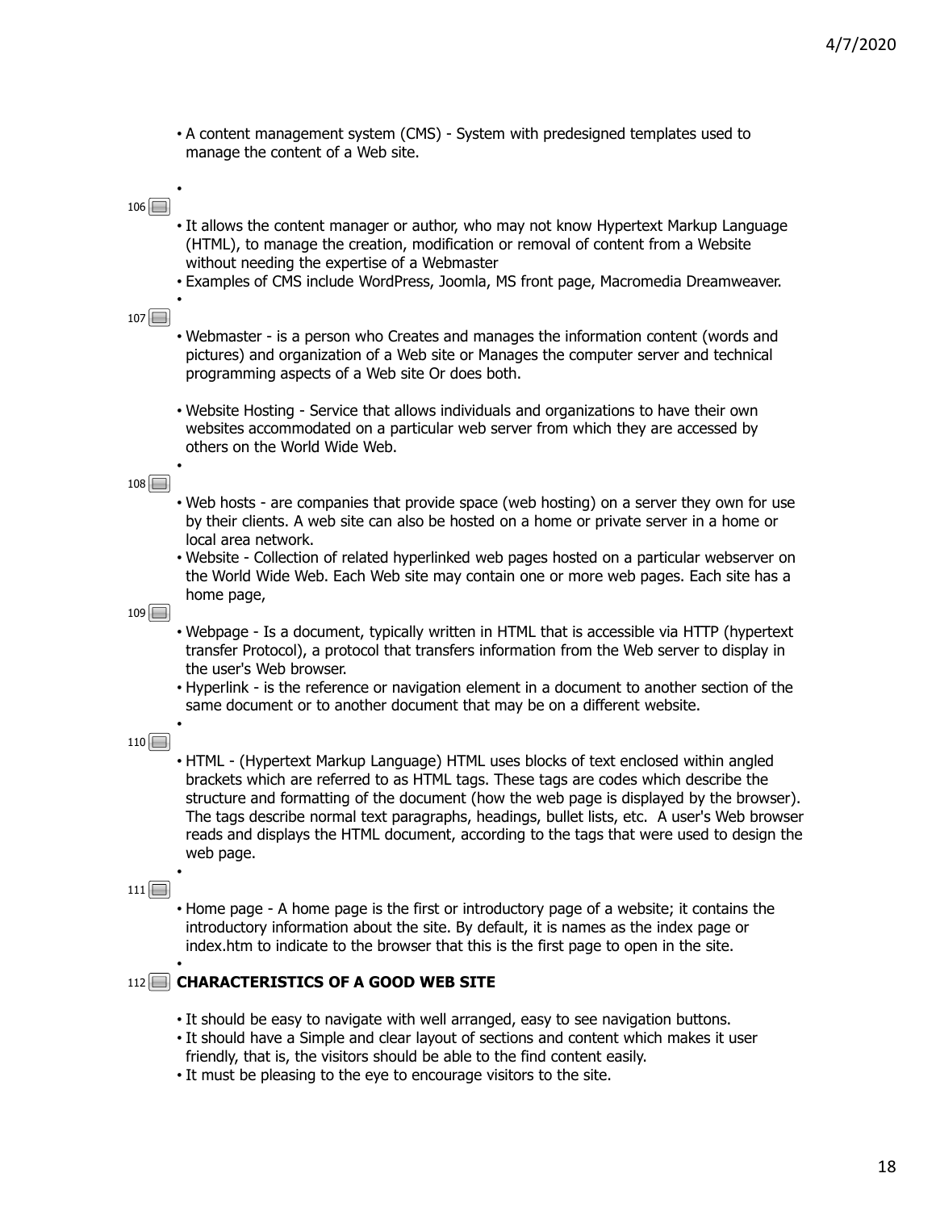- A content management system (CMS) - System with predesigned templates used to manage the content of a Web site.

- It allows the content manager or author, who may not know Hypertext Markup Language (HTML), to manage the creation, modification or removal of content from a Website without needing the expertise of a Webmaster
- Examples of CMS include WordPress, Joomla, MS front page, Macromedia Dreamweaver.

- Webmaster - is a person who Creates and manages the information content (words and pictures) and organization of a Web site or Manages the computer server and technical programming aspects of a Web site Or does both.

- Website Hosting - Service that allows individuals and organizations to have their own websites accommodated on a particular web server from which they are accessed by others on the World Wide Web.

- Web hosts - are companies that provide space (web hosting) on a server they own for use by their clients. A web site can also be hosted on a home or private server in a home or local area network.
- Website - Collection of related hyperlinked web pages hosted on a particular webserver on the World Wide Web. Each Web site may contain one or more web pages. Each site has a home page,

- Webpage - Is a document, typically written in HTML that is accessible via HTTP (hypertext transfer Protocol), a protocol that transfers information from the Web server to display in the user's Web browser.
- Hyperlink - is the reference or navigation element in a document to another section of the same document or to another document that may be on a different website.

- HTML - (Hypertext Markup Language) HTML uses blocks of text enclosed within angled brackets which are referred to as HTML tags. These tags are codes which describe the structure and formatting of the document (how the web page is displayed by the browser). The tags describe normal text paragraphs, headings, bullet lists, etc. A user's Web browser reads and displays the HTML document, according to the tags that were used to design the web page.

- Home page - A home page is the first or introductory page of a website; it contains the introductory information about the site. By default, it is names as the index page or index.htm to indicate to the browser that this is the first page to open in the site.

## CHARACTERISTICS OF A GOOD WEB SITE

- It should be easy to navigate with well arranged, easy to see navigation buttons.
- It should have a Simple and clear layout of sections and content which makes it user friendly, that is, the visitors should be able to the find content easily.
- It must be pleasing to the eye to encourage visitors to the site.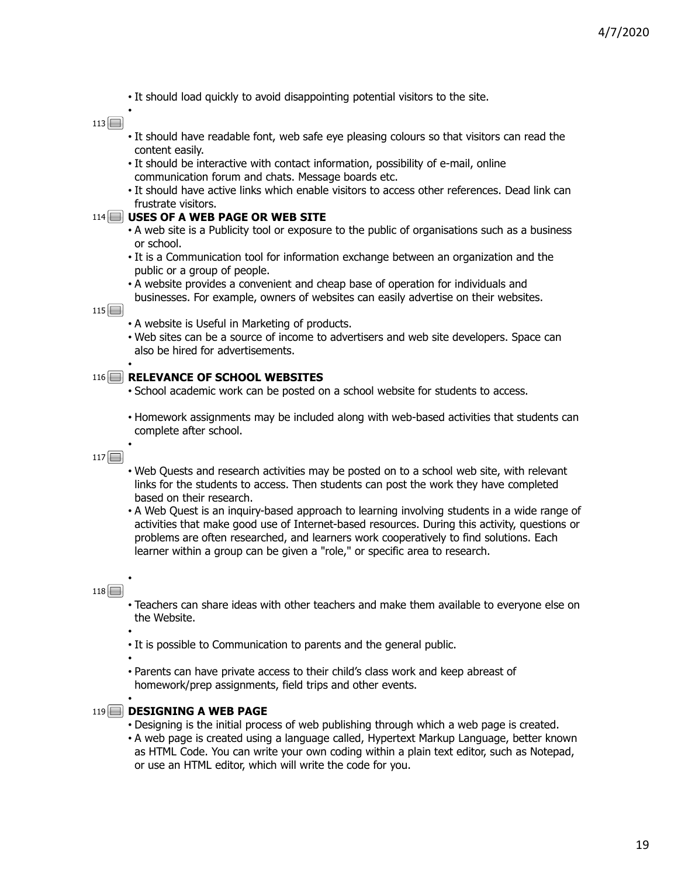- It should load quickly to avoid disappointing potential visitors to the site.

- It should have readable font, web safe eye pleasing colours so that visitors can read the content easily.
- It should be interactive with contact information, possibility of e-mail, online communication forum and chats. Message boards etc.
- It should have active links which enable visitors to access other references. Dead link can frustrate visitors.

**USES OF A WEB PAGE OR WEB SITE**

- A web site is a Publicity tool or exposure to the public of organisations such as a business or school.
- It is a Communication tool for information exchange between an organization and the public or a group of people.
- A website provides a convenient and cheap base of operation for individuals and businesses. For example, owners of websites can easily advertise on their websites.

- A website is Useful in Marketing of products.
- Web sites can be a source of income to advertisers and web site developers. Space can also be hired for advertisements.

**RELEVANCE OF SCHOOL WEBSITES**

- School academic work can be posted on a school website for students to access.
- Homework assignments may be included along with web-based activities that students can complete after school.

- Web Quests and research activities may be posted on to a school web site, with relevant links for the students to access. Then students can post the work they have completed based on their research.
- A Web Quest is an inquiry-based approach to learning involving students in a wide range of activities that make good use of Internet-based resources. During this activity, questions or problems are often researched, and learners work cooperatively to find solutions. Each learner within a group can be given a "role," or specific area to research.

- Teachers can share ideas with other teachers and make them available to everyone else on the Website.
- It is possible to Communication to parents and the general public.
- Parents can have private access to their child's class work and keep abreast of homework/prep assignments, field trips and other events.

**DESIGNING A WEB PAGE**

- Designing is the initial process of web publishing through which a web page is created.
- A web page is created using a language called, Hypertext Markup Language, better known as HTML Code. You can write your own coding within a plain text editor, such as Notepad, or use an HTML editor, which will write the code for you.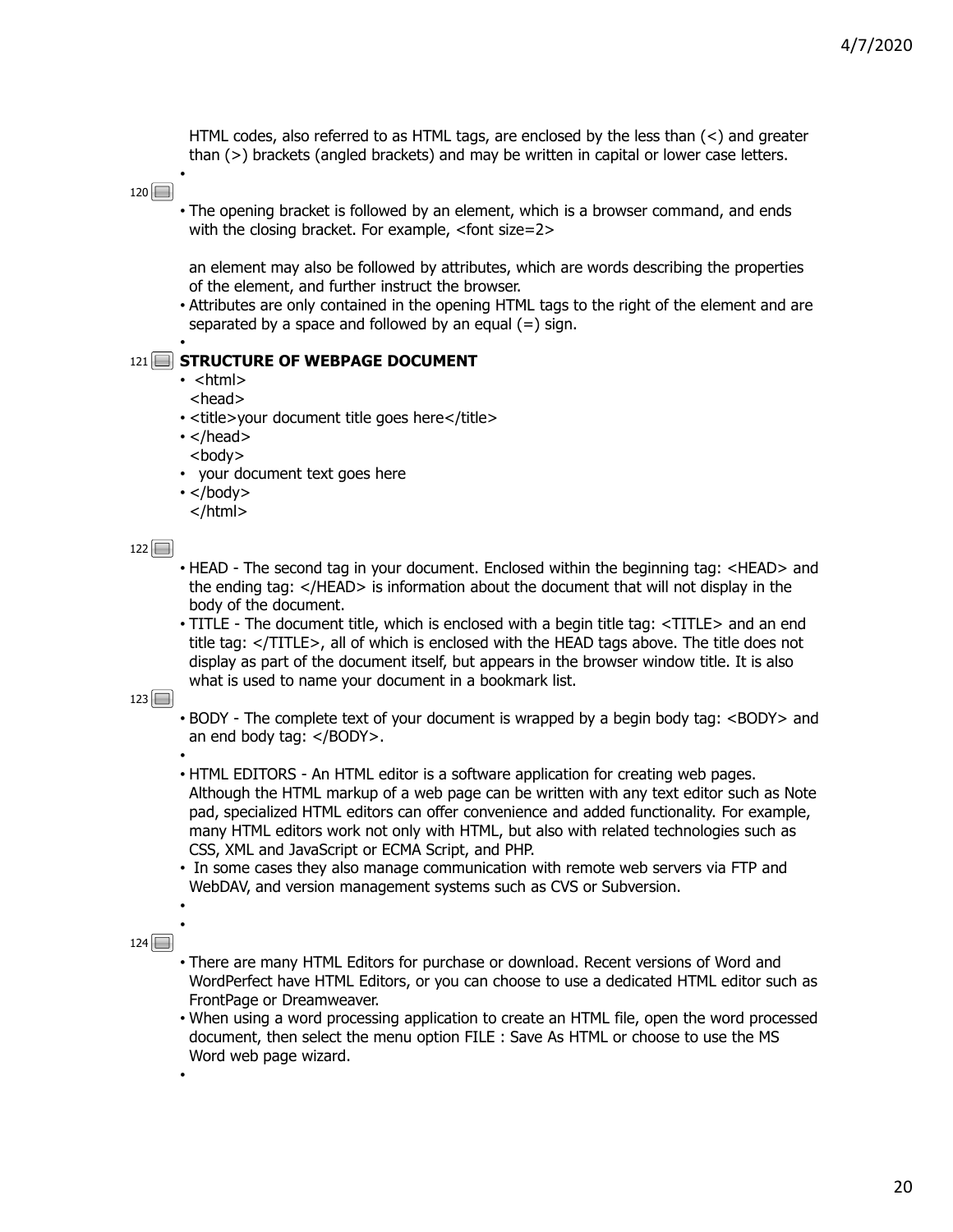HTML codes, also referred to as HTML tags, are enclosed by the less than (<) and greater than (>) brackets (angled brackets) and may be written in capital or lower case letters.

120

- The opening bracket is followed by an element, which is a browser command, and ends with the closing bracket. For example, <font size=2>

an element may also be followed by attributes, which are words describing the properties of the element, and further instruct the browser.

- Attributes are only contained in the opening HTML tags to the right of the element and are separated by a space and followed by an equal (=) sign.

121 **STRUCTURE OF WEBPAGE DOCUMENT**

- <html>
  <head>
- <title>your document title goes here</title>
- </head>
  <body>
- your document text goes here
- </body>
  </html>

122

- HEAD - The second tag in your document. Enclosed within the beginning tag: <HEAD> and the ending tag: </HEAD> is information about the document that will not display in the body of the document.
- TITLE - The document title, which is enclosed with a begin title tag: <TITLE> and an end title tag: </TITLE>, all of which is enclosed with the HEAD tags above. The title does not display as part of the document itself, but appears in the browser window title. It is also what is used to name your document in a bookmark list.

123

- BODY - The complete text of your document is wrapped by a begin body tag: <BODY> and an end body tag: </BODY>.
- HTML EDITORS - An HTML editor is a software application for creating web pages. Although the HTML markup of a web page can be written with any text editor such as Note pad, specialized HTML editors can offer convenience and added functionality. For example, many HTML editors work not only with HTML, but also with related technologies such as CSS, XML and JavaScript or ECMA Script, and PHP.
- In some cases they also manage communication with remote web servers via FTP and WebDAV, and version management systems such as CVS or Subversion.

124

- There are many HTML Editors for purchase or download. Recent versions of Word and WordPerfect have HTML Editors, or you can choose to use a dedicated HTML editor such as FrontPage or Dreamweaver.
- When using a word processing application to create an HTML file, open the word processed document, then select the menu option FILE : Save As HTML or choose to use the MS Word web page wizard.